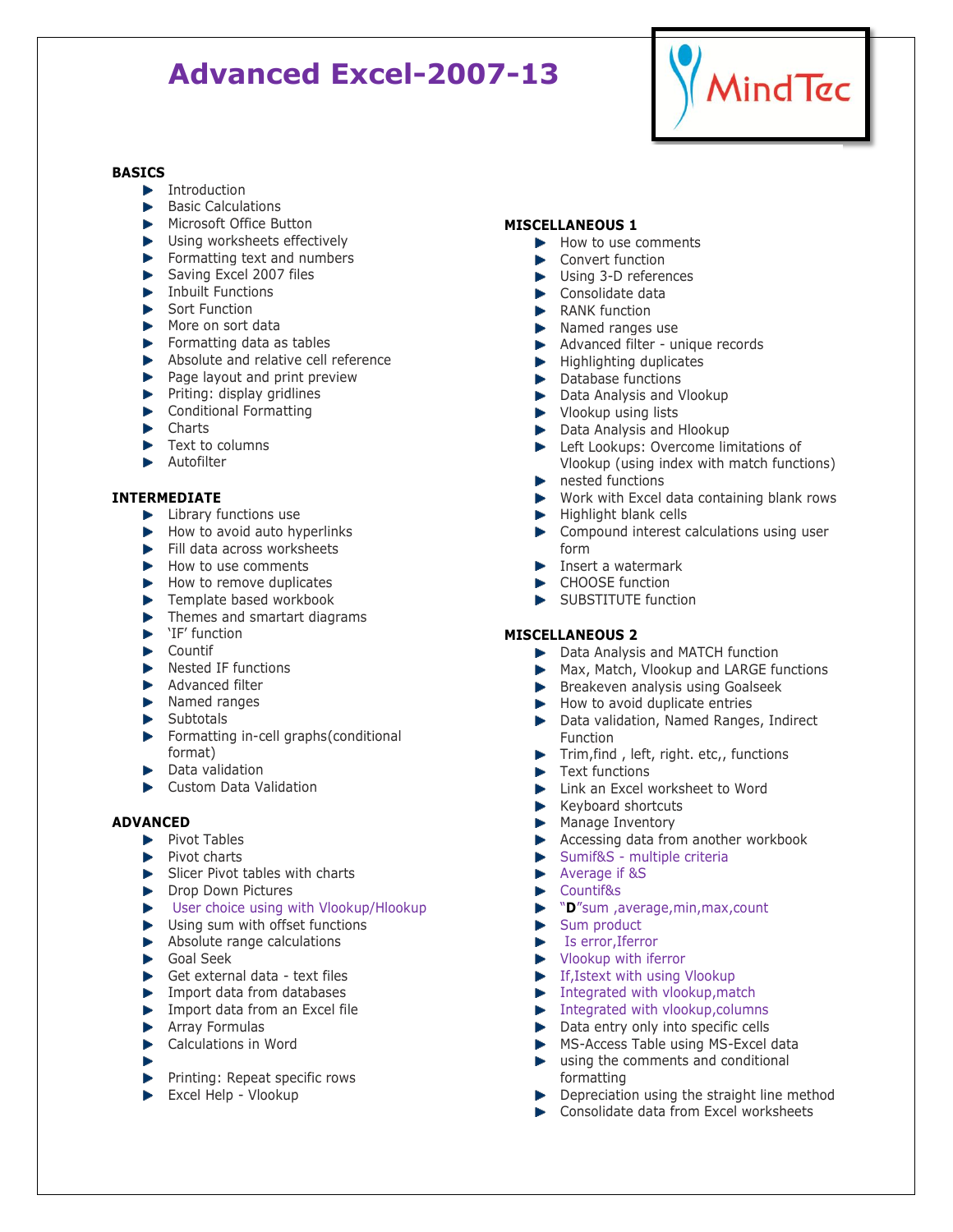# Advanced Excel-2007-13

MindTec

## BASICS

- Introduction
- Basic Calculations
- Microsoft Office Button
- Using worksheets effectively
- Formatting text and numbers
- Saving Excel 2007 files
- Inbuilt Functions
- Sort Function
- More on sort data
- Formatting data as tables
- Absolute and relative cell reference
- Page layout and print preview
- Priting: display gridlines
- Conditional Formatting
- Charts
- Text to columns
- Autofilter

## INTERMEDIATE

- Library functions use
- How to avoid auto hyperlinks
- Fill data across worksheets
- How to use comments
- How to remove duplicates
- Template based workbook
- Themes and smartart diagrams
- 'IF' function
- Countif
- Nested IF functions
- Advanced filter
- Named ranges
- Subtotals
- Formatting in-cell graphs(conditional format)
- Data validation
- Custom Data Validation

## ADVANCED

- Pivot Tables
- Pivot charts
- Slicer Pivot tables with charts
- Drop Down Pictures
- User choice using with Vlookup/Hlookup
- Using sum with offset functions
- Absolute range calculations
- Goal Seek
- Get external data - text files
- Import data from databases
- Import data from an Excel file
- Array Formulas
- Calculations in Word
- 
- Printing: Repeat specific rows
- Excel Help - Vlookup

## MISCELLANEOUS 1

- How to use comments
- Convert function
- Using 3-D references
- Consolidate data
- RANK function
- Named ranges use
- Advanced filter - unique records
- Highlighting duplicates
- Database functions
- Data Analysis and Vlookup
- Vlookup using lists
- Data Analysis and Hlookup
- Left Lookups: Overcome limitations of Vlookup (using index with match functions)
- nested functions
- Work with Excel data containing blank rows
- Highlight blank cells
- Compound interest calculations using user form
- Insert a watermark
- CHOOSE function
- SUBSTITUTE function

## MISCELLANEOUS 2

- Data Analysis and MATCH function
- Max, Match, Vlookup and LARGE functions
- Breakeven analysis using Goalseek
- How to avoid duplicate entries
- Data validation, Named Ranges, Indirect Function
- Trim,find , left, right. etc,, functions
- Text functions
- Link an Excel worksheet to Word
- Keyboard shortcuts
- Manage Inventory
- Accessing data from another workbook
- Sumif&S - multiple criteria
- Average if &S
- Countif&s
- "**D**"sum ,average,min,max,count
- Sum product
- Is error,Iferror
- Vlookup with iferror
- If,Istext with using Vlookup
- Integrated with vlookup,match
- Integrated with vlookup,columns
- Data entry only into specific cells
- MS-Access Table using MS-Excel data
- using the comments and conditional formatting
- Depreciation using the straight line method
- Consolidate data from Excel worksheets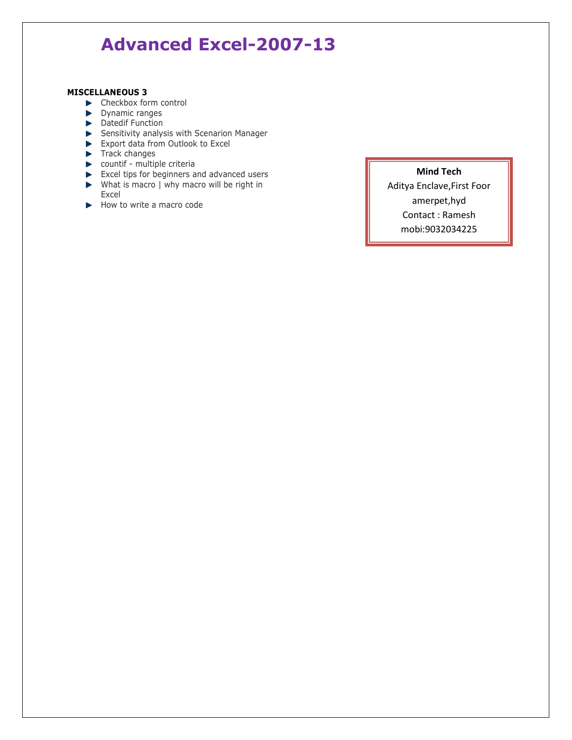# Advanced Excel-2007-13

**MISCELLANEOUS 3**

- Checkbox form control
- Dynamic ranges
- Datedif Function
- Sensitivity analysis with Scenarion Manager
- Export data from Outlook to Excel
- Track changes
- countif - multiple criteria
- Excel tips for beginners and advanced users
- What is macro | why macro will be right in Excel
- How to write a macro code

**Mind Tech**
Aditya Enclave,First Foor
amerpet,hyd
Contact : Ramesh
mobi:9032034225